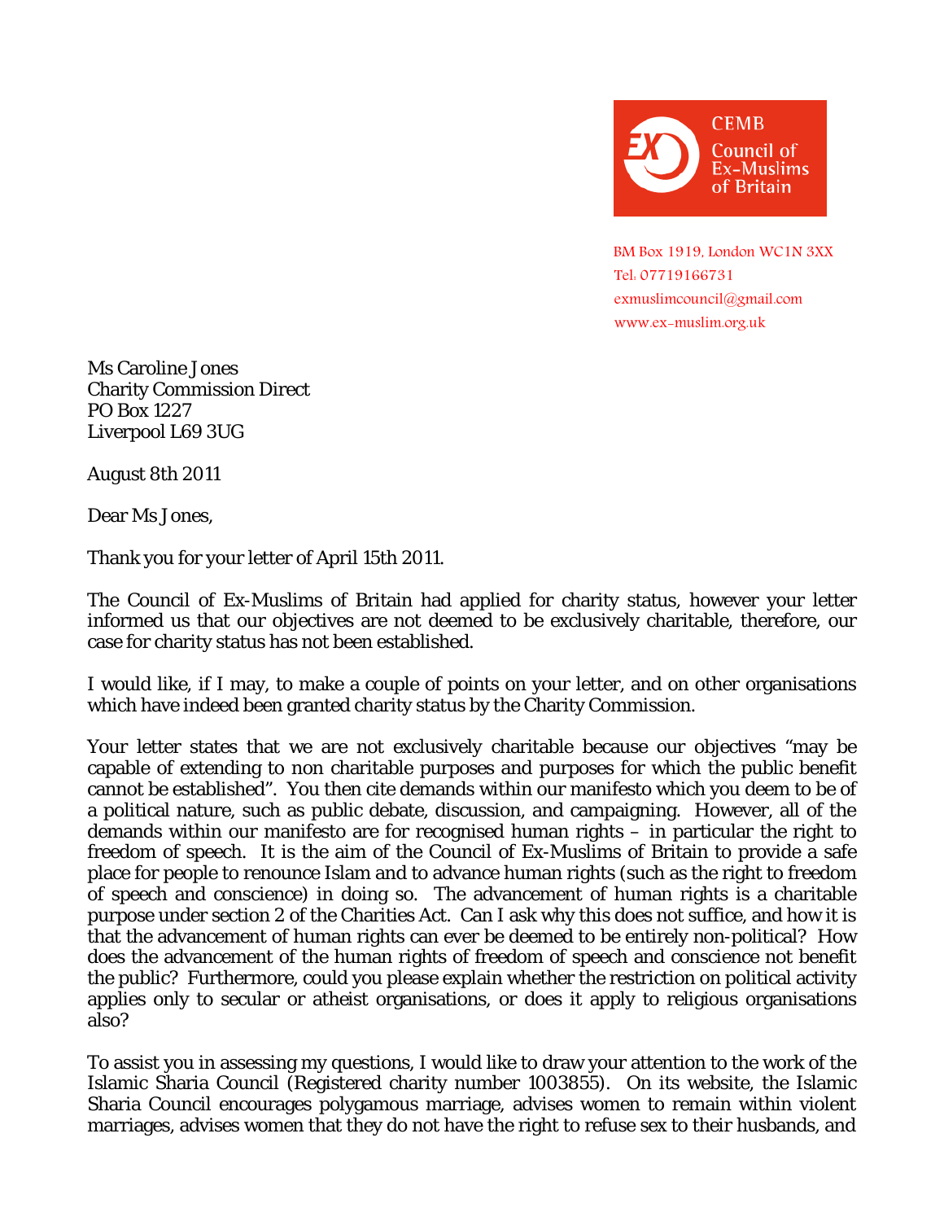CEMB
Council of Ex-Muslims of Britain

BM Box 1919, London WC1N 3XX
Tel: 07719166731
exmuslimcouncil@gmail.com
www.ex-muslim.org.uk

Ms Caroline Jones
Charity Commission Direct
PO Box 1227
Liverpool L69 3UG

August 8th 2011

Dear Ms Jones,

Thank you for your letter of April 15th 2011.

The Council of Ex-Muslims of Britain had applied for charity status, however your letter informed us that our objectives are not deemed to be exclusively charitable, therefore, our case for charity status has not been established.

I would like, if I may, to make a couple of points on your letter, and on other organisations which have indeed been granted charity status by the Charity Commission.

Your letter states that we are not exclusively charitable because our objectives "may be capable of extending to non charitable purposes and purposes for which the public benefit cannot be established". You then cite demands within our manifesto which you deem to be of a political nature, such as public debate, discussion, and campaigning. However, all of the demands within our manifesto are for recognised human rights – in particular the right to freedom of speech. It is the aim of the Council of Ex-Muslims of Britain to provide a safe place for people to renounce Islam and to advance human rights (such as the right to freedom of speech and conscience) in doing so. The advancement of human rights is a charitable purpose under section 2 of the Charities Act. Can I ask why this does not suffice, and how it is that the advancement of human rights can ever be deemed to be entirely non-political? How does the advancement of the human rights of freedom of speech and conscience not benefit the public? Furthermore, could you please explain whether the restriction on political activity applies only to secular or atheist organisations, or does it apply to religious organisations also?

To assist you in assessing my questions, I would like to draw your attention to the work of the Islamic Sharia Council (Registered charity number 1003855). On its website, the Islamic Sharia Council encourages polygamous marriage, advises women to remain within violent marriages, advises women that they do not have the right to refuse sex to their husbands, and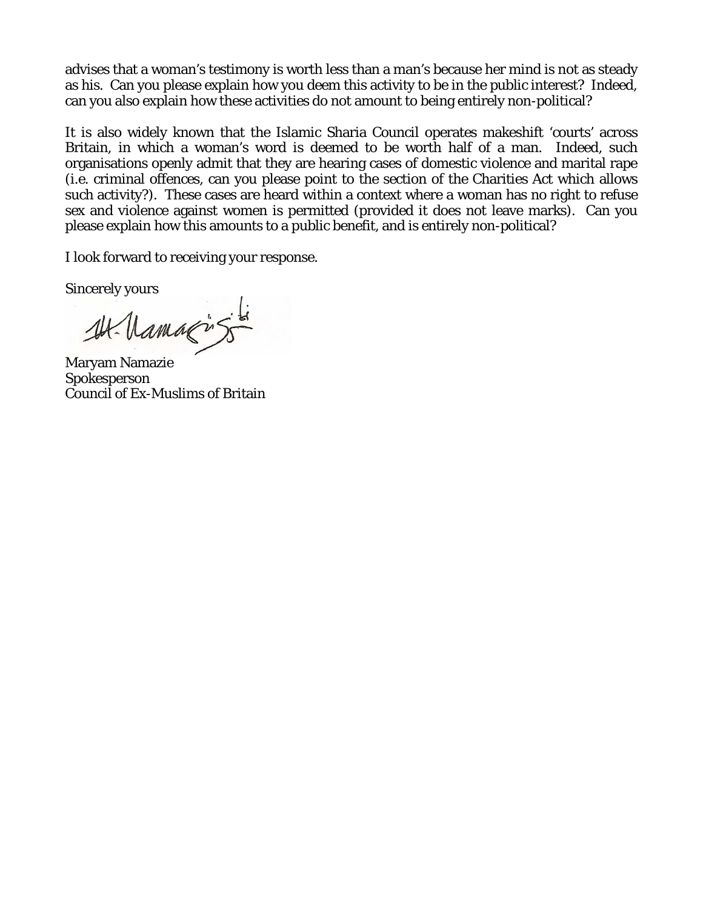advises that a woman's testimony is worth less than a man's because her mind is not as steady as his. Can you please explain how you deem this activity to be in the public interest? Indeed, can you also explain how these activities do not amount to being entirely non-political?

It is also widely known that the Islamic Sharia Council operates makeshift 'courts' across Britain, in which a woman's word is deemed to be worth half of a man. Indeed, such organisations openly admit that they are hearing cases of domestic violence and marital rape (i.e. criminal offences, can you please point to the section of the Charities Act which allows such activity?). These cases are heard within a context where a woman has no right to refuse sex and violence against women is permitted (provided it does not leave marks). Can you please explain how this amounts to a public benefit, and is entirely non-political?

I look forward to receiving your response.

Sincerely yours

Maryam Namazie
Spokesperson
Council of Ex-Muslims of Britain